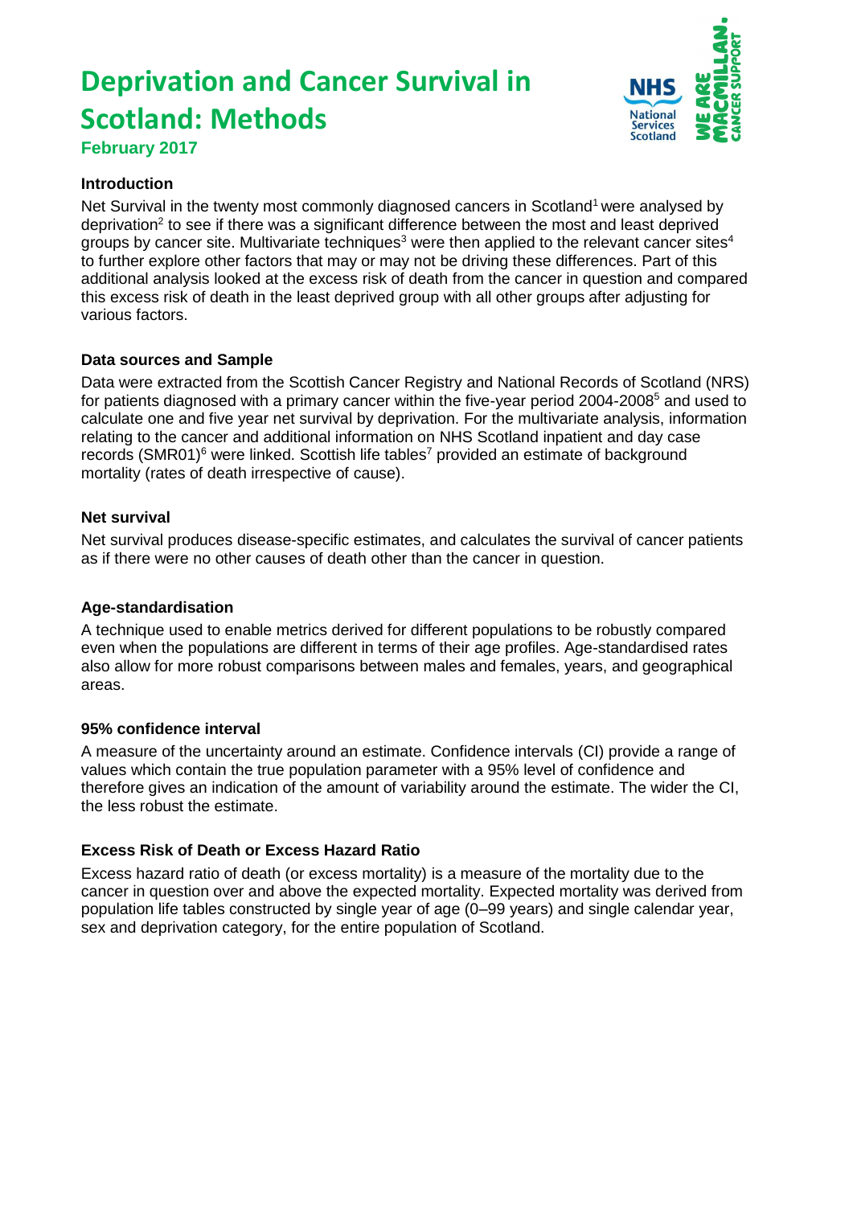# Deprivation and Cancer Survival in Scotland: Methods

**February 2017**

### Introduction

Net Survival in the twenty most commonly diagnosed cancers in Scotland[1] were analysed by deprivation[2] to see if there was a significant difference between the most and least deprived groups by cancer site. Multivariate techniques[3] were then applied to the relevant cancer sites[4] to further explore other factors that may or may not be driving these differences. Part of this additional analysis looked at the excess risk of death from the cancer in question and compared this excess risk of death in the least deprived group with all other groups after adjusting for various factors.

### Data sources and Sample

Data were extracted from the Scottish Cancer Registry and National Records of Scotland (NRS) for patients diagnosed with a primary cancer within the five-year period 2004-2008[5] and used to calculate one and five year net survival by deprivation. For the multivariate analysis, information relating to the cancer and additional information on NHS Scotland inpatient and day case records (SMR01)[6] were linked. Scottish life tables[7] provided an estimate of background mortality (rates of death irrespective of cause).

### Net survival

Net survival produces disease-specific estimates, and calculates the survival of cancer patients as if there were no other causes of death other than the cancer in question.

### Age-standardisation

A technique used to enable metrics derived for different populations to be robustly compared even when the populations are different in terms of their age profiles. Age-standardised rates also allow for more robust comparisons between males and females, years, and geographical areas.

### 95% confidence interval

A measure of the uncertainty around an estimate. Confidence intervals (CI) provide a range of values which contain the true population parameter with a 95% level of confidence and therefore gives an indication of the amount of variability around the estimate. The wider the CI, the less robust the estimate.

### Excess Risk of Death or Excess Hazard Ratio

Excess hazard ratio of death (or excess mortality) is a measure of the mortality due to the cancer in question over and above the expected mortality. Expected mortality was derived from population life tables constructed by single year of age (0–99 years) and single calendar year, sex and deprivation category, for the entire population of Scotland.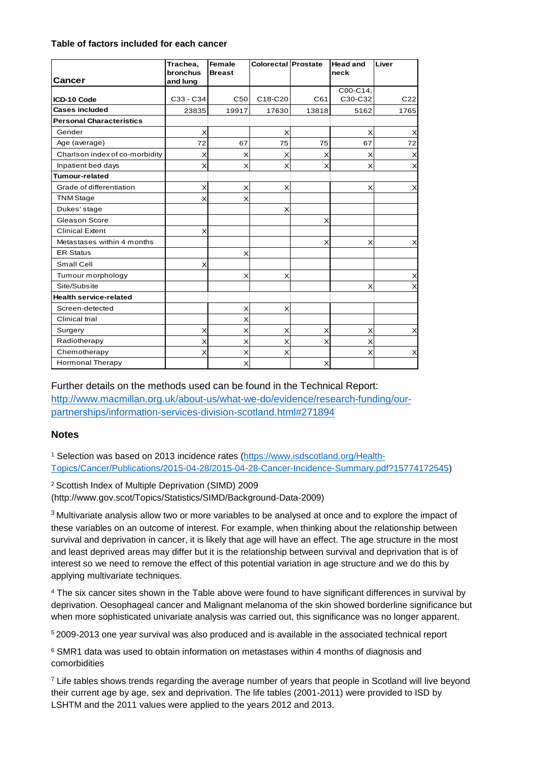**Table of factors included for each cancer**

| Cancer | Trachea, bronchus and lung | Female Breast | Colorectal | Prostate | Head and neck | Liver |
|---|---|---|---|---|---|---|
| **ICD-10 Code** | C33 - C34 | C50 | C18-C20 | C61 | C00-C14, C30-C32 | C22 |
| **Cases included** | 23835 | 19917 | 17630 | 13818 | 5162 | 1765 |
| **Personal Characteristics** | | | | | | |
| Gender | X | | X | | X | X |
| Age (average) | 72 | 67 | 75 | 75 | 67 | 72 |
| Charlson index of co-morbidity | X | X | X | X | X | X |
| Inpatient bed days | X | X | X | X | X | X |
| **Tumour-related** | | | | | | |
| Grade of differentiation | X | X | X | | X | X |
| TNM Stage | X | X | | | | |
| Dukes' stage | | | X | | | |
| Gleason Score | | | | X | | |
| Clinical Extent | X | | | | | |
| Metastases within 4 months | | | | X | X | X |
| ER Status | | X | | | | |
| Small Cell | X | | | | | |
| Tumour morphology | | X | X | | | X |
| Site/Subsite | | | | | X | X |
| **Health service-related** | | | | | | |
| Screen-detected | | X | X | | | |
| Clinical trial | | X | | | | |
| Surgery | X | X | X | X | X | X |
| Radiotherapy | X | X | X | X | X | |
| Chemotherapy | X | X | X | | X | X |
| Hormonal Therapy | | X | | X | | |

Further details on the methods used can be found in the Technical Report: http://www.macmillan.org.uk/about-us/what-we-do/evidence/research-funding/our-partnerships/information-services-division-scotland.html#271894

## Notes

[1] Selection was based on 2013 incidence rates (https://www.isdscotland.org/Health-Topics/Cancer/Publications/2015-04-28/2015-04-28-Cancer-Incidence-Summary.pdf?15774172545)

[2] Scottish Index of Multiple Deprivation (SIMD) 2009 (http://www.gov.scot/Topics/Statistics/SIMD/Background-Data-2009)

[3] Multivariate analysis allow two or more variables to be analysed at once and to explore the impact of these variables on an outcome of interest. For example, when thinking about the relationship between survival and deprivation in cancer, it is likely that age will have an effect. The age structure in the most and least deprived areas may differ but it is the relationship between survival and deprivation that is of interest so we need to remove the effect of this potential variation in age structure and we do this by applying multivariate techniques.

[4] The six cancer sites shown in the Table above were found to have significant differences in survival by deprivation. Oesophageal cancer and Malignant melanoma of the skin showed borderline significance but when more sophisticated univariate analysis was carried out, this significance was no longer apparent.

[5] 2009-2013 one year survival was also produced and is available in the associated technical report

[6] SMR1 data was used to obtain information on metastases within 4 months of diagnosis and comorbidities

[7] Life tables shows trends regarding the average number of years that people in Scotland will live beyond their current age by age, sex and deprivation. The life tables (2001-2011) were provided to ISD by LSHTM and the 2011 values were applied to the years 2012 and 2013.